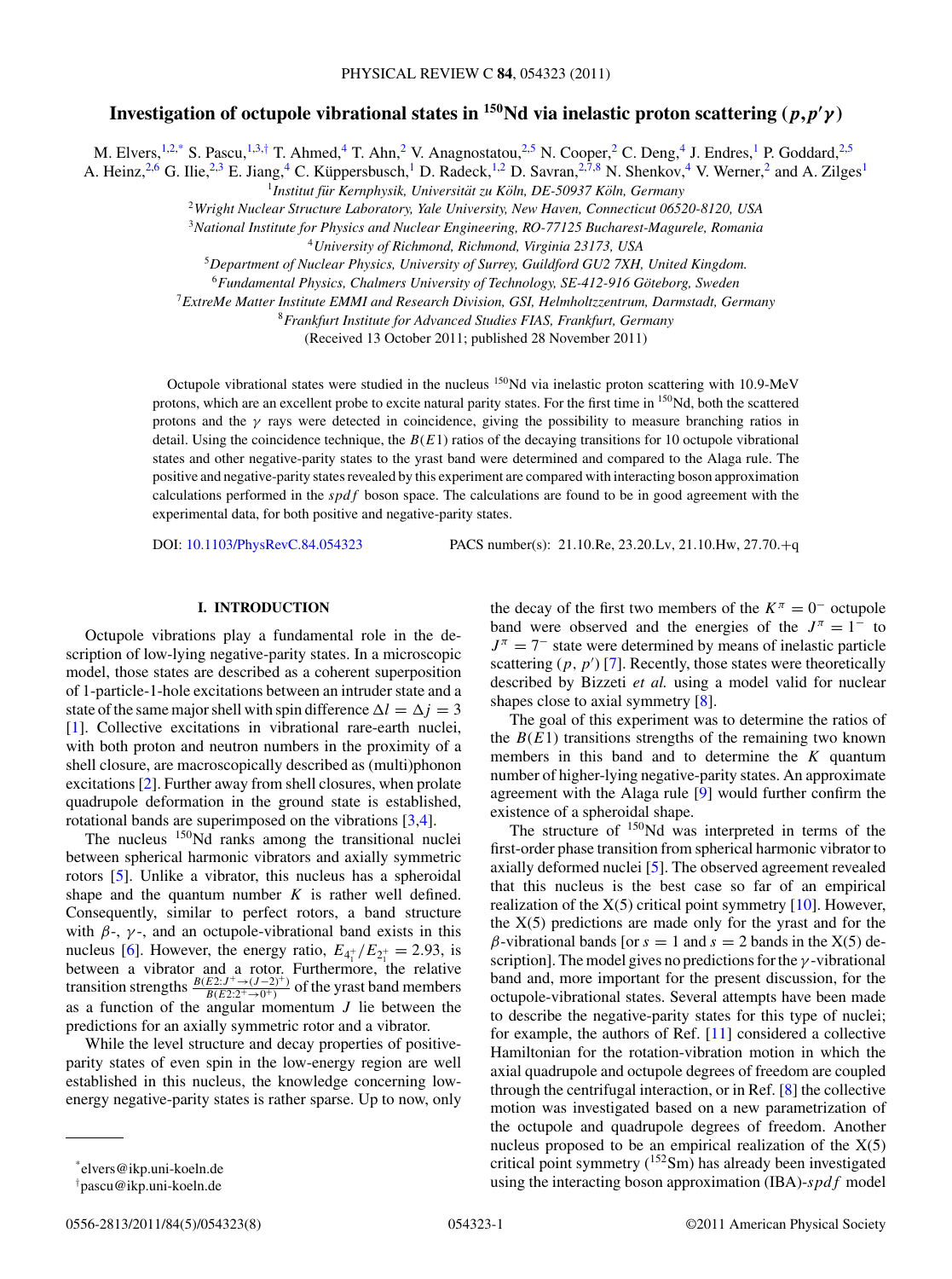# Investigation of octupole vibrational states in $^{150}$Nd via inelastic proton scattering $(p,p'\gamma)$

M. Elvers,[1,2,*] S. Pascu,[1,3,†] T. Ahmed,[4] T. Ahn,[2] V. Anagnostatou,[2,5] N. Cooper,[2] C. Deng,[4] J. Endres,[1] P. Goddard,[2,5] A. Heinz,[2,6] G. Ilie,[2,3] E. Jiang,[4] C. Küppersbusch,[1] D. Radeck,[1,2] D. Savran,[2,7,8] N. Shenkov,[4] V. Werner,[2] and A. Zilges[1]

[1]*Institut für Kernphysik, Universität zu Köln, DE-50937 Köln, Germany*
[2]*Wright Nuclear Structure Laboratory, Yale University, New Haven, Connecticut 06520-8120, USA*
[3]*National Institute for Physics and Nuclear Engineering, RO-77125 Bucharest-Magurele, Romania*
[4]*University of Richmond, Richmond, Virginia 23173, USA*
[5]*Department of Nuclear Physics, University of Surrey, Guildford GU2 7XH, United Kingdom.*
[6]*Fundamental Physics, Chalmers University of Technology, SE-412-916 Göteborg, Sweden*
[7]*ExtreMe Matter Institute EMMI and Research Division, GSI, Helmholtzzentrum, Darmstadt, Germany*
[8]*Frankfurt Institute for Advanced Studies FIAS, Frankfurt, Germany*

(Received 13 October 2011; published 28 November 2011)

Octupole vibrational states were studied in the nucleus $^{150}$Nd via inelastic proton scattering with 10.9-MeV protons, which are an excellent probe to excite natural parity states. For the first time in $^{150}$Nd, both the scattered protons and the $\gamma$ rays were detected in coincidence, giving the possibility to measure branching ratios in detail. Using the coincidence technique, the $B(E1)$ ratios of the decaying transitions for 10 octupole vibrational states and other negative-parity states to the yrast band were determined and compared to the Alaga rule. The positive and negative-parity states revealed by this experiment are compared with interacting boson approximation calculations performed in the *spdf* boson space. The calculations are found to be in good agreement with the experimental data, for both positive and negative-parity states.

DOI: 10.1103/PhysRevC.84.054323 PACS number(s): 21.10.Re, 23.20.Lv, 21.10.Hw, 27.70.+q

## I. INTRODUCTION

Octupole vibrations play a fundamental role in the description of low-lying negative-parity states. In a microscopic model, those states are described as a coherent superposition of 1-particle-1-hole excitations between an intruder state and a state of the same major shell with spin difference $\Delta l = \Delta j = 3$ [1]. Collective excitations in vibrational rare-earth nuclei, with both proton and neutron numbers in the proximity of a shell closure, are macroscopically described as (multi)phonon excitations [2]. Further away from shell closures, when prolate quadrupole deformation in the ground state is established, rotational bands are superimposed on the vibrations [3,4].

The nucleus $^{150}$Nd ranks among the transitional nuclei between spherical harmonic vibrators and axially symmetric rotors [5]. Unlike a vibrator, this nucleus has a spheroidal shape and the quantum number $K$ is rather well defined. Consequently, similar to perfect rotors, a band structure with $\beta$-, $\gamma$-, and an octupole-vibrational band exists in this nucleus [6]. However, the energy ratio, $E_{4_1^+}/E_{2_1^+} = 2.93$, is between a vibrator and a rotor. Furthermore, the relative transition strengths $\frac{B(E2:J^+\rightarrow(J-2)^+)}{B(E2:2^+\rightarrow 0^+)}$ of the yrast band members as a function of the angular momentum $J$ lie between the predictions for an axially symmetric rotor and a vibrator.

While the level structure and decay properties of positive-parity states of even spin in the low-energy region are well established in this nucleus, the knowledge concerning low-energy negative-parity states is rather sparse. Up to now, only the decay of the first two members of the $K^\pi = 0^-$ octupole band were observed and the energies of the $J^\pi = 1^-$ to $J^\pi = 7^-$ state were determined by means of inelastic particle scattering $(p, p')$ [7]. Recently, those states were theoretically described by Bizzeti *et al.* using a model valid for nuclear shapes close to axial symmetry [8].

The goal of this experiment was to determine the ratios of the $B(E1)$ transitions strengths of the remaining two known members in this band and to determine the $K$ quantum number of higher-lying negative-parity states. An approximate agreement with the Alaga rule [9] would further confirm the existence of a spheroidal shape.

The structure of $^{150}$Nd was interpreted in terms of the first-order phase transition from spherical harmonic vibrator to axially deformed nuclei [5]. The observed agreement revealed that this nucleus is the best case so far of an empirical realization of the X(5) critical point symmetry [10]. However, the X(5) predictions are made only for the yrast and for the $\beta$-vibrational bands [or $s = 1$ and $s = 2$ bands in the X(5) description]. The model gives no predictions for the $\gamma$-vibrational band and, more important for the present discussion, for the octupole-vibrational states. Several attempts have been made to describe the negative-parity states for this type of nuclei; for example, the authors of Ref. [11] considered a collective Hamiltonian for the rotation-vibration motion in which the axial quadrupole and octupole degrees of freedom are coupled through the centrifugal interaction, or in Ref. [8] the collective motion was investigated based on a new parametrization of the octupole and quadrupole degrees of freedom. Another nucleus proposed to be an empirical realization of the X(5) critical point symmetry ($^{152}$Sm) has already been investigated using the interacting boson approximation (IBA)-*spdf* model

*elvers@ikp.uni-koeln.de
†pascu@ikp.uni-koeln.de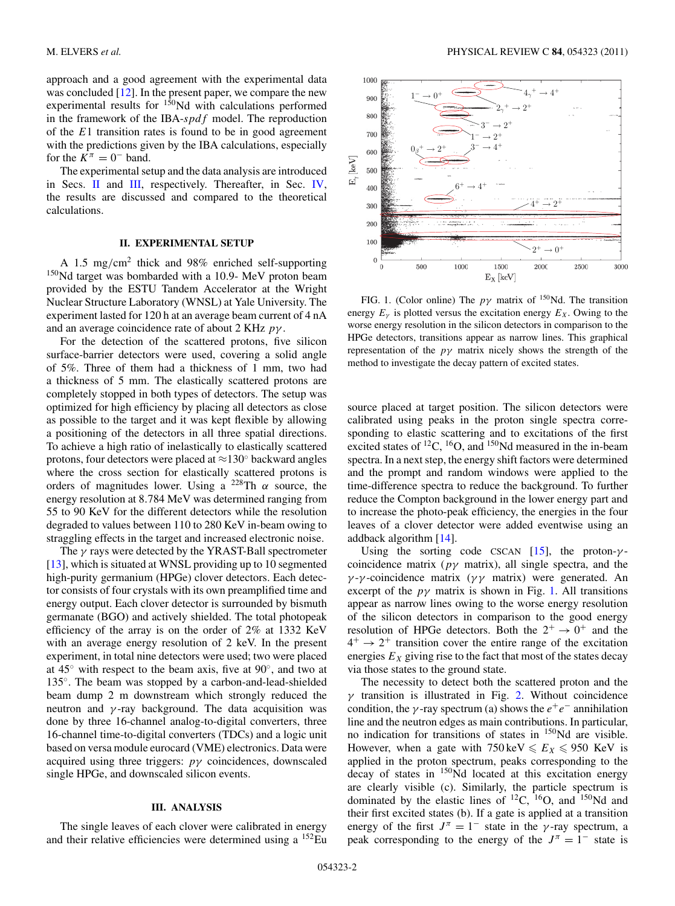approach and a good agreement with the experimental data was concluded [12]. In the present paper, we compare the new experimental results for $^{150}$Nd with calculations performed in the framework of the IBA-*spdf* model. The reproduction of the $E1$ transition rates is found to be in good agreement with the predictions given by the IBA calculations, especially for the $K^{\pi} = 0^{-}$ band.

The experimental setup and the data analysis are introduced in Secs. II and III, respectively. Thereafter, in Sec. IV, the results are discussed and compared to the theoretical calculations.

## II. EXPERIMENTAL SETUP

A 1.5 mg/cm$^2$ thick and 98% enriched self-supporting $^{150}$Nd target was bombarded with a 10.9- MeV proton beam provided by the ESTU Tandem Accelerator at the Wright Nuclear Structure Laboratory (WNSL) at Yale University. The experiment lasted for 120 h at an average beam current of 4 nA and an average coincidence rate of about 2 KHz $p\gamma$.

For the detection of the scattered protons, five silicon surface-barrier detectors were used, covering a solid angle of 5%. Three of them had a thickness of 1 mm, two had a thickness of 5 mm. The elastically scattered protons are completely stopped in both types of detectors. The setup was optimized for high efficiency by placing all detectors as close as possible to the target and it was kept flexible by allowing a positioning of the detectors in all three spatial directions. To achieve a high ratio of inelastically to elastically scattered protons, four detectors were placed at $\approx 130^{\circ}$ backward angles where the cross section for elastically scattered protons is orders of magnitudes lower. Using a $^{228}$Th $\alpha$ source, the energy resolution at 8.784 MeV was determined ranging from 55 to 90 KeV for the different detectors while the resolution degraded to values between 110 to 280 KeV in-beam owing to straggling effects in the target and increased electronic noise.

The $\gamma$ rays were detected by the YRAST-Ball spectrometer [13], which is situated at WNSL providing up to 10 segmented high-purity germanium (HPGe) clover detectors. Each detector consists of four crystals with its own preamplified time and energy output. Each clover detector is surrounded by bismuth germanate (BGO) and actively shielded. The total photopeak efficiency of the array is on the order of 2% at 1332 KeV with an average energy resolution of 2 keV. In the present experiment, in total nine detectors were used; two were placed at 45° with respect to the beam axis, five at 90°, and two at 135°. The beam was stopped by a carbon-and-lead-shielded beam dump 2 m downstream which strongly reduced the neutron and $\gamma$-ray background. The data acquisition was done by three 16-channel analog-to-digital converters, three 16-channel time-to-digital converters (TDCs) and a logic unit based on versa module eurocard (VME) electronics. Data were acquired using three triggers: $p\gamma$ coincidences, downscaled single HPGe, and downscaled silicon events.

## III. ANALYSIS

The single leaves of each clover were calibrated in energy and their relative efficiencies were determined using a $^{152}$Eu source placed at target position. The silicon detectors were calibrated using peaks in the proton single spectra corresponding to elastic scattering and to excitations of the first excited states of $^{12}$C, $^{16}$O, and $^{150}$Nd measured in the in-beam spectra. In a next step, the energy shift factors were determined and the prompt and random windows were applied to the time-difference spectra to reduce the background. To further reduce the Compton background in the lower energy part and to increase the photo-peak efficiency, the energies in the four leaves of a clover detector were added eventwise using an addback algorithm [14].

FIG. 1. (Color online) The $p\gamma$ matrix of $^{150}$Nd. The transition energy $E_{\gamma}$ is plotted versus the excitation energy $E_X$. Owing to the worse energy resolution in the silicon detectors in comparison to the HPGe detectors, transitions appear as narrow lines. This graphical representation of the $p\gamma$ matrix nicely shows the strength of the method to investigate the decay pattern of excited states.

Using the sorting code CSCAN [15], the proton-$\gamma$-coincidence matrix ($p\gamma$ matrix), all single spectra, and the $\gamma$-$\gamma$-coincidence matrix ($\gamma\gamma$ matrix) were generated. An excerpt of the $p\gamma$ matrix is shown in Fig. 1. All transitions appear as narrow lines owing to the worse energy resolution of the silicon detectors in comparison to the good energy resolution of HPGe detectors. Both the $2^{+} \rightarrow 0^{+}$ and the $4^{+} \rightarrow 2^{+}$ transition cover the entire range of the excitation energies $E_X$ giving rise to the fact that most of the states decay via those states to the ground state.

The necessity to detect both the scattered proton and the $\gamma$ transition is illustrated in Fig. 2. Without coincidence condition, the $\gamma$-ray spectrum (a) shows the $e^{+}e^{-}$ annihilation line and the neutron edges as main contributions. In particular, no indication for transitions of states in $^{150}$Nd are visible. However, when a gate with $750\,\text{keV} \leqslant E_X \leqslant 950$ KeV is applied in the proton spectrum, peaks corresponding to the decay of states in $^{150}$Nd located at this excitation energy are clearly visible (c). Similarly, the particle spectrum is dominated by the elastic lines of $^{12}$C, $^{16}$O, and $^{150}$Nd and their first excited states (b). If a gate is applied at a transition energy of the first $J^{\pi} = 1^{-}$ state in the $\gamma$-ray spectrum, a peak corresponding to the energy of the $J^{\pi} = 1^{-}$ state is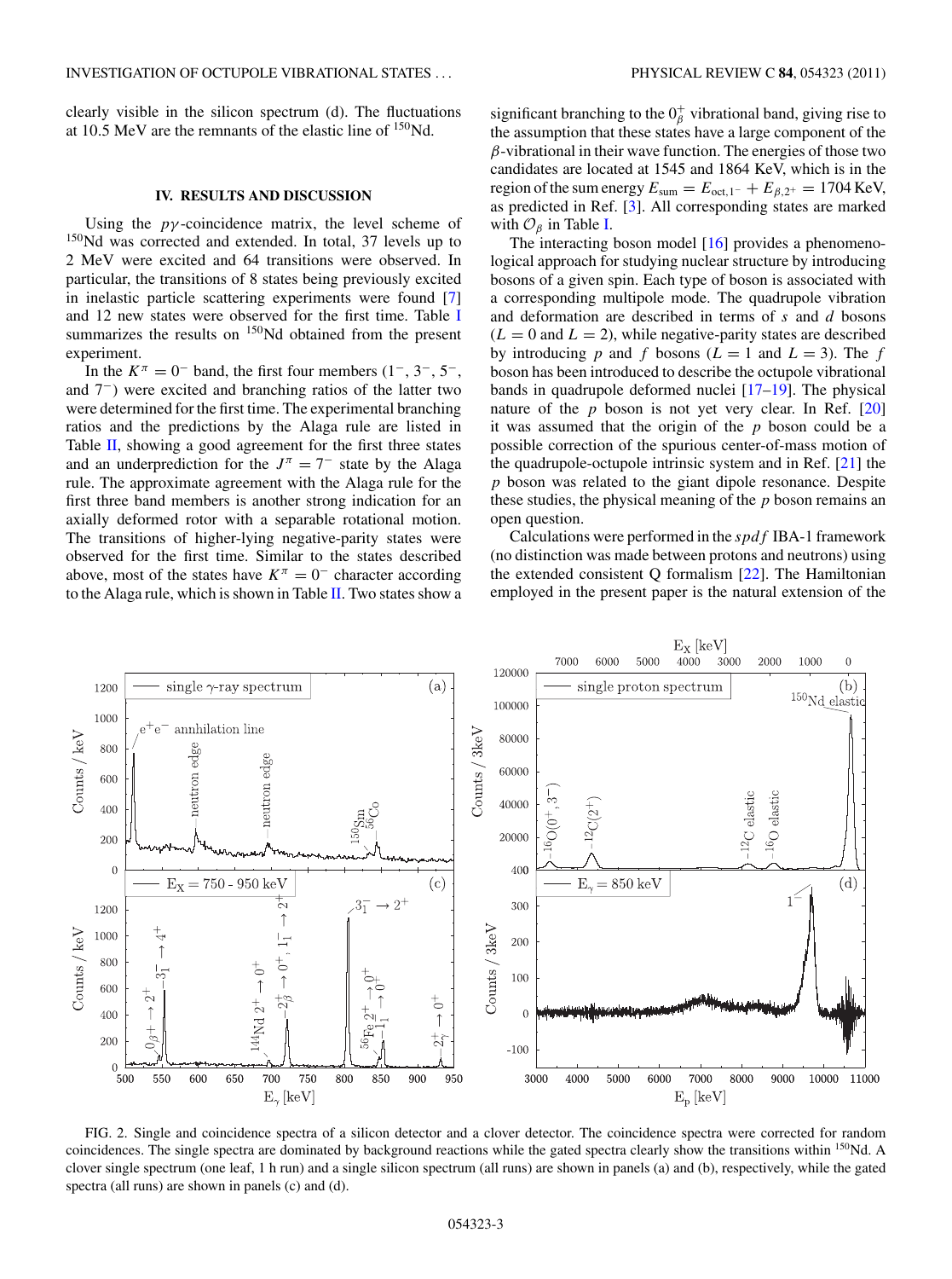clearly visible in the silicon spectrum (d). The fluctuations at 10.5 MeV are the remnants of the elastic line of $^{150}$Nd.

## IV. RESULTS AND DISCUSSION

Using the $p\gamma$-coincidence matrix, the level scheme of $^{150}$Nd was corrected and extended. In total, 37 levels up to 2 MeV were excited and 64 transitions were observed. In particular, the transitions of 8 states being previously excited in inelastic particle scattering experiments were found [7] and 12 new states were observed for the first time. Table I summarizes the results on $^{150}$Nd obtained from the present experiment.

In the $K^\pi = 0^-$ band, the first four members ($1^-$, $3^-$, $5^-$, and $7^-$) were excited and branching ratios of the latter two were determined for the first time. The experimental branching ratios and the predictions by the Alaga rule are listed in Table II, showing a good agreement for the first three states and an underprediction for the $J^\pi = 7^-$ state by the Alaga rule. The approximate agreement with the Alaga rule for the first three band members is another strong indication for an axially deformed rotor with a separable rotational motion. The transitions of higher-lying negative-parity states were observed for the first time. Similar to the states described above, most of the states have $K^\pi = 0^-$ character according to the Alaga rule, which is shown in Table II. Two states show a significant branching to the $0^+_\beta$ vibrational band, giving rise to the assumption that these states have a large component of the $\beta$-vibrational in their wave function. The energies of those two candidates are located at 1545 and 1864 KeV, which is in the region of the sum energy $E_{\mathrm{sum}} = E_{\mathrm{oct},1^-} + E_{\beta,2^+} = 1704$ KeV, as predicted in Ref. [3]. All corresponding states are marked with $\mathcal{O}_\beta$ in Table I.

The interacting boson model [16] provides a phenomenological approach for studying nuclear structure by introducing bosons of a given spin. Each type of boson is associated with a corresponding multipole mode. The quadrupole vibration and deformation are described in terms of $s$ and $d$ bosons ($L = 0$ and $L = 2$), while negative-parity states are described by introducing $p$ and $f$ bosons ($L = 1$ and $L = 3$). The $f$ boson has been introduced to describe the octupole vibrational bands in quadrupole deformed nuclei [17–19]. The physical nature of the $p$ boson is not yet very clear. In Ref. [20] it was assumed that the origin of the $p$ boson could be a possible correction of the spurious center-of-mass motion of the quadrupole-octupole intrinsic system and in Ref. [21] the $p$ boson was related to the giant dipole resonance. Despite these studies, the physical meaning of the $p$ boson remains an open question.

Calculations were performed in the $spdf$ IBA-1 framework (no distinction was made between protons and neutrons) using the extended consistent Q formalism [22]. The Hamiltonian employed in the present paper is the natural extension of the

FIG. 2. Single and coincidence spectra of a silicon detector and a clover detector. The coincidence spectra were corrected for random coincidences. The single spectra are dominated by background reactions while the gated spectra clearly show the transitions within $^{150}$Nd. A clover single spectrum (one leaf, 1 h run) and a single silicon spectrum (all runs) are shown in panels (a) and (b), respectively, while the gated spectra (all runs) are shown in panels (c) and (d).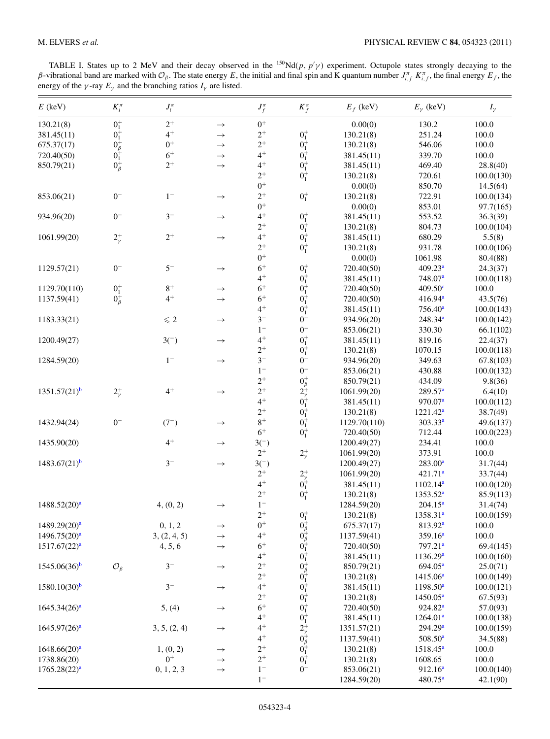TABLE I. States up to 2 MeV and their decay observed in the $^{150}$Nd$(p, p'\gamma)$ experiment. Octupole states strongly decaying to the $\beta$-vibrational band are marked with $\mathcal{O}_\beta$. The state energy $E$, the initial and final spin and K quantum number $J^\pi_{i,f}$ $K^\pi_{i,f}$, the final energy $E_f$, the energy of the $\gamma$-ray $E_\gamma$ and the branching ratios $I_\gamma$ are listed.

| $E$ (keV) | $K^\pi_i$ | $J^\pi_i$ | | $J^\pi_f$ | $K^\pi_f$ | $E_f$ (keV) | $E_\gamma$ (keV) | $I_\gamma$ |
|---|---|---|---|---|---|---|---|---|
| 130.21(8) | $0^+_1$ | $2^+$ | → | $0^+$ | | 0.00(0) | 130.2 | 100.0 |
| 381.45(11) | $0^+_1$ | $4^+$ | → | $2^+$ | $0^+_1$ | 130.21(8) | 251.24 | 100.0 |
| 675.37(17) | $0^+_\beta$ | $0^+$ | → | $2^+$ | $0^+_1$ | 130.21(8) | 546.06 | 100.0 |
| 720.40(50) | $0^+_1$ | $6^+$ | → | $4^+$ | $0^+_1$ | 381.45(11) | 339.70 | 100.0 |
| 850.79(21) | $0^+_\beta$ | $2^+$ | → | $4^+$ | $0^+_1$ | 381.45(11) | 469.40 | 28.8(40) |
| | | | | $2^+$ | $0^+_1$ | 130.21(8) | 720.61 | 100.0(130) |
| | | | | $0^+$ | | 0.00(0) | 850.70 | 14.5(64) |
| 853.06(21) | $0^-$ | $1^-$ | → | $2^+$ | $0^+_1$ | 130.21(8) | 722.91 | 100.0(134) |
| | | | | $0^+$ | | 0.00(0) | 853.01 | 97.7(165) |
| 934.96(20) | $0^-$ | $3^-$ | → | $4^+$ | $0^+_1$ | 381.45(11) | 553.52 | 36.3(39) |
| | | | | $2^+$ | $0^+_1$ | 130.21(8) | 804.73 | 100.0(104) |
| 1061.99(20) | $2^+_\gamma$ | $2^+$ | → | $4^+$ | $0^+_1$ | 381.45(11) | 680.29 | 5.5(8) |
| | | | | $2^+$ | $0^+_1$ | 130.21(8) | 931.78 | 100.0(106) |
| | | | | $0^+$ | | 0.00(0) | 1061.98 | 80.4(88) |
| 1129.57(21) | $0^-$ | $5^-$ | → | $6^+$ | $0^+_1$ | 720.40(50) | 409.23[a] | 24.3(37) |
| | | | | $4^+$ | $0^+_1$ | 381.45(11) | 748.07[a] | 100.0(118) |
| 1129.70(110) | $0^+_1$ | $8^+$ | → | $6^+$ | $0^+_1$ | 720.40(50) | 409.50[c] | 100.0 |
| 1137.59(41) | $0^+_\beta$ | $4^+$ | → | $6^+$ | $0^+_1$ | 720.40(50) | 416.94[a] | 43.5(76) |
| | | | | $4^+$ | $0^+_1$ | 381.45(11) | 756.40[a] | 100.0(143) |
| 1183.33(21) | | $\leqslant 2$ | → | $3^-$ | $0^-$ | 934.96(20) | 248.34[a] | 100.0(142) |
| | | | | $1^-$ | $0^-$ | 853.06(21) | 330.30 | 66.1(102) |
| 1200.49(27) | | $3(^-)$ | → | $4^+$ | $0^+_1$ | 381.45(11) | 819.16 | 22.4(37) |
| | | | | $2^+$ | $0^+_1$ | 130.21(8) | 1070.15 | 100.0(118) |
| 1284.59(20) | | $1^-$ | → | $3^-$ | $0^-$ | 934.96(20) | 349.63 | 67.8(103) |
| | | | | $1^-$ | $0^-$ | 853.06(21) | 430.88 | 100.0(132) |
| | | | | $2^+$ | $0^+_\beta$ | 850.79(21) | 434.09 | 9.8(36) |
| 1351.57(21)[b] | $2^+_\gamma$ | $4^+$ | → | $2^+$ | $2^+_\gamma$ | 1061.99(20) | 289.57[a] | 6.4(10) |
| | | | | $4^+$ | $0^+_1$ | 381.45(11) | 970.07[a] | 100.0(112) |
| | | | | $2^+$ | $0^+_1$ | 130.21(8) | 1221.42[a] | 38.7(49) |
| 1432.94(24) | $0^-$ | $(7^-)$ | → | $8^+$ | $0^+_1$ | 1129.70(110) | 303.33[a] | 49.6(137) |
| | | | | $6^+$ | $0^+_1$ | 720.40(50) | 712.44 | 100.0(223) |
| 1435.90(20) | | $4^+$ | → | $3(^-)$ | | 1200.49(27) | 234.41 | 100.0 |
| | | | | $2^+$ | $2^+_\gamma$ | 1061.99(20) | 373.91 | 100.0 |
| 1483.67(21)[b] | | $3^-$ | → | $3(^-)$ | | 1200.49(27) | 283.00[a] | 31.7(44) |
| | | | | $2^+$ | $2^+_\gamma$ | 1061.99(20) | 421.71[a] | 33.7(44) |
| | | | | $4^+$ | $0^+_1$ | 381.45(11) | 1102.14[a] | 100.0(120) |
| | | | | $2^+$ | $0^+_1$ | 130.21(8) | 1353.52[a] | 85.9(113) |
| 1488.52(20)[a] | | 4, (0, 2) | → | $1^-$ | | 1284.59(20) | 204.15[a] | 31.4(74) |
| | | | | $2^+$ | $0^+_1$ | 130.21(8) | 1358.31[a] | 100.0(159) |
| 1489.29(20)[a] | | 0, 1, 2 | → | $0^+$ | $0^+_\beta$ | 675.37(17) | 813.92[a] | 100.0 |
| 1496.75(20)[a] | | 3, (2, 4, 5) | → | $4^+$ | $0^+_\beta$ | 1137.59(41) | 359.16[a] | 100.0 |
| 1517.67(22)[a] | | 4, 5, 6 | → | $6^+$ | $0^+_1$ | 720.40(50) | 797.21[a] | 69.4(145) |
| | | | | $4^+$ | $0^+_1$ | 381.45(11) | 1136.29[a] | 100.0(160) |
| 1545.06(36)[b] | $\mathcal{O}_\beta$ | $3^-$ | → | $2^+$ | $0^+_\beta$ | 850.79(21) | 694.05[a] | 25.0(71) |
| | | | | $2^+$ | $0^+_1$ | 130.21(8) | 1415.06[a] | 100.0(149) |
| 1580.10(30)[b] | | $3^-$ | → | $4^+$ | $0^+_1$ | 381.45(11) | 1198.50[a] | 100.0(121) |
| | | | | $2^+$ | $0^+_1$ | 130.21(8) | 1450.05[a] | 67.5(93) |
| 1645.34(26)[a] | | 5, (4) | → | $6^+$ | $0^+_1$ | 720.40(50) | 924.82[a] | 57.0(93) |
| | | | | $4^+$ | $0^+_1$ | 381.45(11) | 1264.01[a] | 100.0(138) |
| 1645.97(26)[a] | | 3, 5, (2, 4) | → | $4^+$ | $2^+_\gamma$ | 1351.57(21) | 294.29[a] | 100.0(159) |
| | | | | $4^+$ | $0^+_\beta$ | 1137.59(41) | 508.50[a] | 34.5(88) |
| 1648.66(20)[a] | | 1, (0, 2) | → | $2^+$ | $0^+_1$ | 130.21(8) | 1518.45[a] | 100.0 |
| 1738.86(20) | | $0^+$ | → | $2^+$ | $0^+_1$ | 130.21(8) | 1608.65 | 100.0 |
| 1765.28(22)[a] | | 0, 1, 2, 3 | → | $1^-$ | $0^-$ | 853.06(21) | 912.16[a] | 100.0(140) |
| | | | | $1^-$ | | 1284.59(20) | 480.75[a] | 42.1(90) |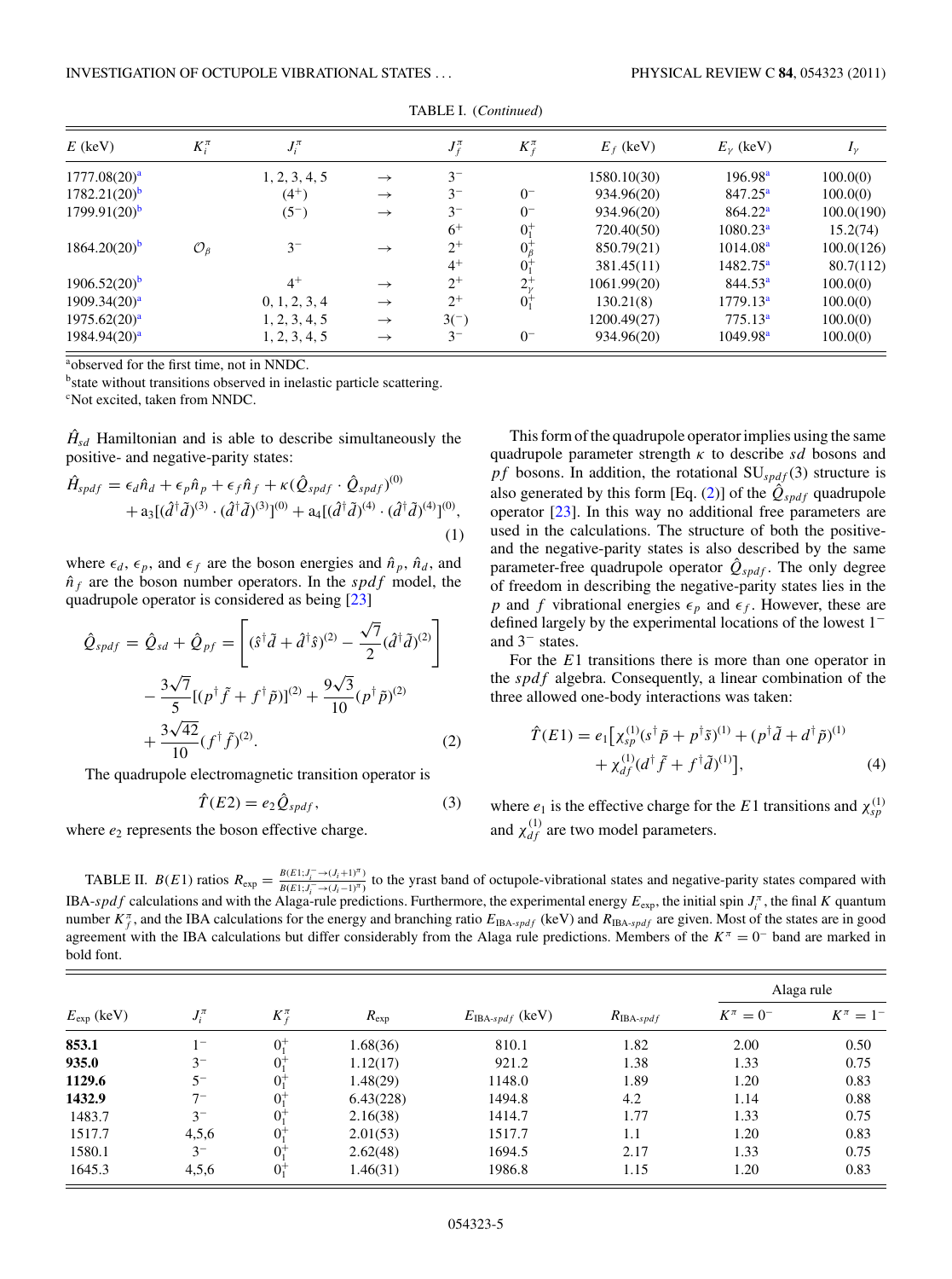TABLE I. (*Continued*)

| $E$ (keV) | $K_i^\pi$ | $J_i^\pi$ | | $J_f^\pi$ | $K_f^\pi$ | $E_f$ (keV) | $E_\gamma$ (keV) | $I_\gamma$ |
|---|---|---|---|---|---|---|---|---|
| 1777.08(20)[a] | | 1, 2, 3, 4, 5 | → | $3^-$ | | 1580.10(30) | 196.98[a] | 100.0(0) |
| 1782.21(20)[b] | | $(4^+)$ | → | $3^-$ | $0^-$ | 934.96(20) | 847.25[a] | 100.0(0) |
| 1799.91(20)[b] | | $(5^-)$ | → | $3^-$ | $0^-$ | 934.96(20) | 864.22[a] | 100.0(190) |
| | | | | $6^+$ | $0_1^+$ | 720.40(50) | 1080.23[a] | 15.2(74) |
| 1864.20(20)[b] | $\mathcal{O}_\beta$ | $3^-$ | → | $2^+$ | $0_\beta^+$ | 850.79(21) | 1014.08[a] | 100.0(126) |
| | | | | $4^+$ | $0_1^+$ | 381.45(11) | 1482.75[a] | 80.7(112) |
| 1906.52(20)[b] | | $4^+$ | → | $2^+$ | $2_\gamma^+$ | 1061.99(20) | 844.53[a] | 100.0(0) |
| 1909.34(20)[a] | | 0, 1, 2, 3, 4 | → | $2^+$ | $0_1^+$ | 130.21(8) | 1779.13[a] | 100.0(0) |
| 1975.62(20)[a] | | 1, 2, 3, 4, 5 | → | $3^{(-)}$ | | 1200.49(27) | 775.13[a] | 100.0(0) |
| 1984.94(20)[a] | | 1, 2, 3, 4, 5 | → | $3^-$ | $0^-$ | 934.96(20) | 1049.98[a] | 100.0(0) |

[a]observed for the first time, not in NNDC.
[b]state without transitions observed in inelastic particle scattering.
[c]Not excited, taken from NNDC.

$\hat{H}_{sd}$ Hamiltonian and is able to describe simultaneously the positive- and negative-parity states:

$$\hat{H}_{spdf} = \epsilon_d \hat{n}_d + \epsilon_p \hat{n}_p + \epsilon_f \hat{n}_f + \kappa(\hat{Q}_{spdf} \cdot \hat{Q}_{spdf})^{(0)} + a_3[(\hat{d}^\dagger \tilde{d})^{(3)} \cdot (\hat{d}^\dagger \tilde{d})^{(3)}]^{(0)} + a_4[(\hat{d}^\dagger \tilde{d})^{(4)} \cdot (\hat{d}^\dagger \tilde{d})^{(4)}]^{(0)}, \tag{1}$$

where $\epsilon_d$, $\epsilon_p$, and $\epsilon_f$ are the boson energies and $\hat{n}_p$, $\hat{n}_d$, and $\hat{n}_f$ are the boson number operators. In the *spdf* model, the quadrupole operator is considered as being [23]

$$\hat{Q}_{spdf} = \hat{Q}_{sd} + \hat{Q}_{pf} = \left[(\hat{s}^\dagger \tilde{d} + \hat{d}^\dagger \hat{s})^{(2)} - \frac{\sqrt{7}}{2}(\hat{d}^\dagger \tilde{d})^{(2)}\right] - \frac{3\sqrt{7}}{5}[(p^\dagger \tilde{f} + f^\dagger \tilde{p})]^{(2)} + \frac{9\sqrt{3}}{10}(p^\dagger \tilde{p})^{(2)} + \frac{3\sqrt{42}}{10}(f^\dagger \tilde{f})^{(2)}. \tag{2}$$

The quadrupole electromagnetic transition operator is

$$\hat{T}(E2) = e_2 \hat{Q}_{spdf}, \tag{3}$$

where $e_2$ represents the boson effective charge.

This form of the quadrupole operator implies using the same quadrupole parameter strength $\kappa$ to describe *sd* bosons and *pf* bosons. In addition, the rotational $SU_{spdf}(3)$ structure is also generated by this form [Eq. (2)] of the $\hat{Q}_{spdf}$ quadrupole operator [23]. In this way no additional free parameters are used in the calculations. The structure of both the positive- and the negative-parity states is also described by the same parameter-free quadrupole operator $\hat{Q}_{spdf}$. The only degree of freedom in describing the negative-parity states lies in the $p$ and $f$ vibrational energies $\epsilon_p$ and $\epsilon_f$. However, these are defined largely by the experimental locations of the lowest $1^-$ and $3^-$ states.

For the $E1$ transitions there is more than one operator in the *spdf* algebra. Consequently, a linear combination of the three allowed one-body interactions was taken:

$$\hat{T}(E1) = e_1\left[\chi_{sp}^{(1)}(s^\dagger \tilde{p} + p^\dagger \tilde{s})^{(1)} + (p^\dagger \tilde{d} + d^\dagger \tilde{p})^{(1)} + \chi_{df}^{(1)}(d^\dagger \tilde{f} + f^\dagger \tilde{d})^{(1)}\right], \tag{4}$$

where $e_1$ is the effective charge for the $E1$ transitions and $\chi_{sp}^{(1)}$ and $\chi_{df}^{(1)}$ are two model parameters.

TABLE II. $B(E1)$ ratios $R_{\rm exp} = \frac{B(E1;J_i^- \to (J_i+1)^\pi)}{B(E1;J_i^- \to (J_i-1)^\pi)}$ to the yrast band of octupole-vibrational states and negative-parity states compared with IBA-*spdf* calculations and with the Alaga-rule predictions. Furthermore, the experimental energy $E_{\rm exp}$, the initial spin $J_i^\pi$, the final $K$ quantum number $K_f^\pi$, and the IBA calculations for the energy and branching ratio $E_{\text{IBA-}spdf}$ (keV) and $R_{\text{IBA-}spdf}$ are given. Most of the states are in good agreement with the IBA calculations but differ considerably from the Alaga rule predictions. Members of the $K^\pi = 0^-$ band are marked in bold font.

| | | | | | | Alaga rule | |
|---|---|---|---|---|---|---|---|
| $E_{\rm exp}$ (keV) | $J_i^\pi$ | $K_f^\pi$ | $R_{\rm exp}$ | $E_{\text{IBA-}spdf}$ (keV) | $R_{\text{IBA-}spdf}$ | $K^\pi = 0^-$ | $K^\pi = 1^-$ |
| **853.1** | $1^-$ | $0_1^+$ | 1.68(36) | 810.1 | 1.82 | 2.00 | 0.50 |
| **935.0** | $3^-$ | $0_1^+$ | 1.12(17) | 921.2 | 1.38 | 1.33 | 0.75 |
| **1129.6** | $5^-$ | $0_1^+$ | 1.48(29) | 1148.0 | 1.89 | 1.20 | 0.83 |
| **1432.9** | $7^-$ | $0_1^+$ | 6.43(228) | 1494.8 | 4.2 | 1.14 | 0.88 |
| 1483.7 | $3^-$ | $0_1^+$ | 2.16(38) | 1414.7 | 1.77 | 1.33 | 0.75 |
| 1517.7 | 4,5,6 | $0_1^+$ | 2.01(53) | 1517.7 | 1.1 | 1.20 | 0.83 |
| 1580.1 | $3^-$ | $0_1^+$ | 2.62(48) | 1694.5 | 2.17 | 1.33 | 0.75 |
| 1645.3 | 4,5,6 | $0_1^+$ | 1.46(31) | 1986.8 | 1.15 | 1.20 | 0.83 |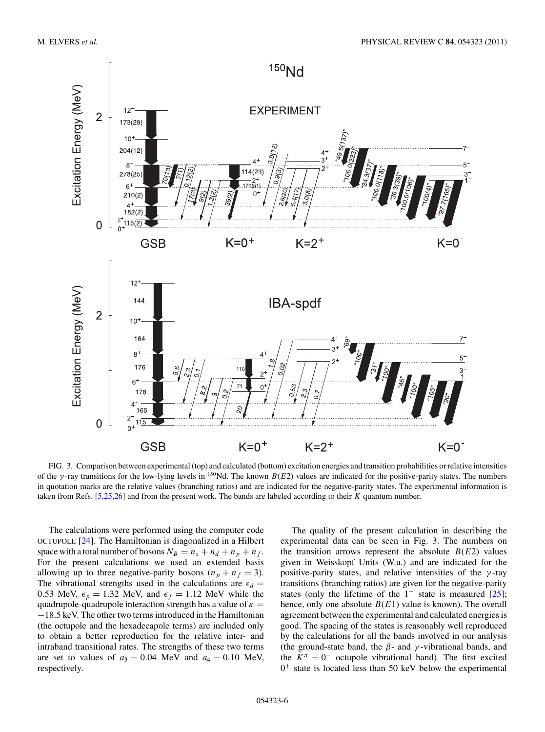FIG. 3. Comparison between experimental (top) and calculated (bottom) excitation energies and transition probabilities or relative intensities of the $\gamma$-ray transitions for the low-lying levels in $^{150}$Nd. The known $B(E2)$ values are indicated for the positive-parity states. The numbers in quotation marks are the relative values (branching ratios) and are indicated for the negative-parity states. The experimental information is taken from Refs. [5,25,26] and from the present work. The bands are labeled according to their $K$ quantum number.

The calculations were performed using the computer code OCTUPOLE [24]. The Hamiltonian is diagonalized in a Hilbert space with a total number of bosons $N_B = n_s + n_d + n_p + n_f$. For the present calculations we used an extended basis allowing up to three negative-parity bosons ($n_p + n_f = 3$). The vibrational strengths used in the calculations are $\epsilon_d = 0.53$ MeV, $\epsilon_p = 1.32$ MeV, and $\epsilon_f = 1.12$ MeV while the quadrupole-quadrupole interaction strength has a value of $\kappa = -18.5$ keV. The other two terms introduced in the Hamiltonian (the octupole and the hexadecapole terms) are included only to obtain a better reproduction for the relative inter- and intraband transitional rates. The strengths of these two terms are set to values of $a_3 = 0.04$ MeV and $a_4 = 0.10$ MeV, respectively.

The quality of the present calculation in describing the experimental data can be seen in Fig. 3. The numbers on the transition arrows represent the absolute $B(E2)$ values given in Weisskopf Units (W.u.) and are indicated for the positive-parity states, and relative intensities of the $\gamma$-ray transitions (branching ratios) are given for the negative-parity states (only the lifetime of the $1^-$ state is measured [25]; hence, only one absolute $B(E1)$ value is known). The overall agreement between the experimental and calculated energies is good. The spacing of the states is reasonably well reproduced by the calculations for all the bands involved in our analysis (the ground-state band, the $\beta$- and $\gamma$-vibrational bands, and the $K^\pi = 0^-$ octupole vibrational band). The first excited $0^+$ state is located less than 50 keV below the experimental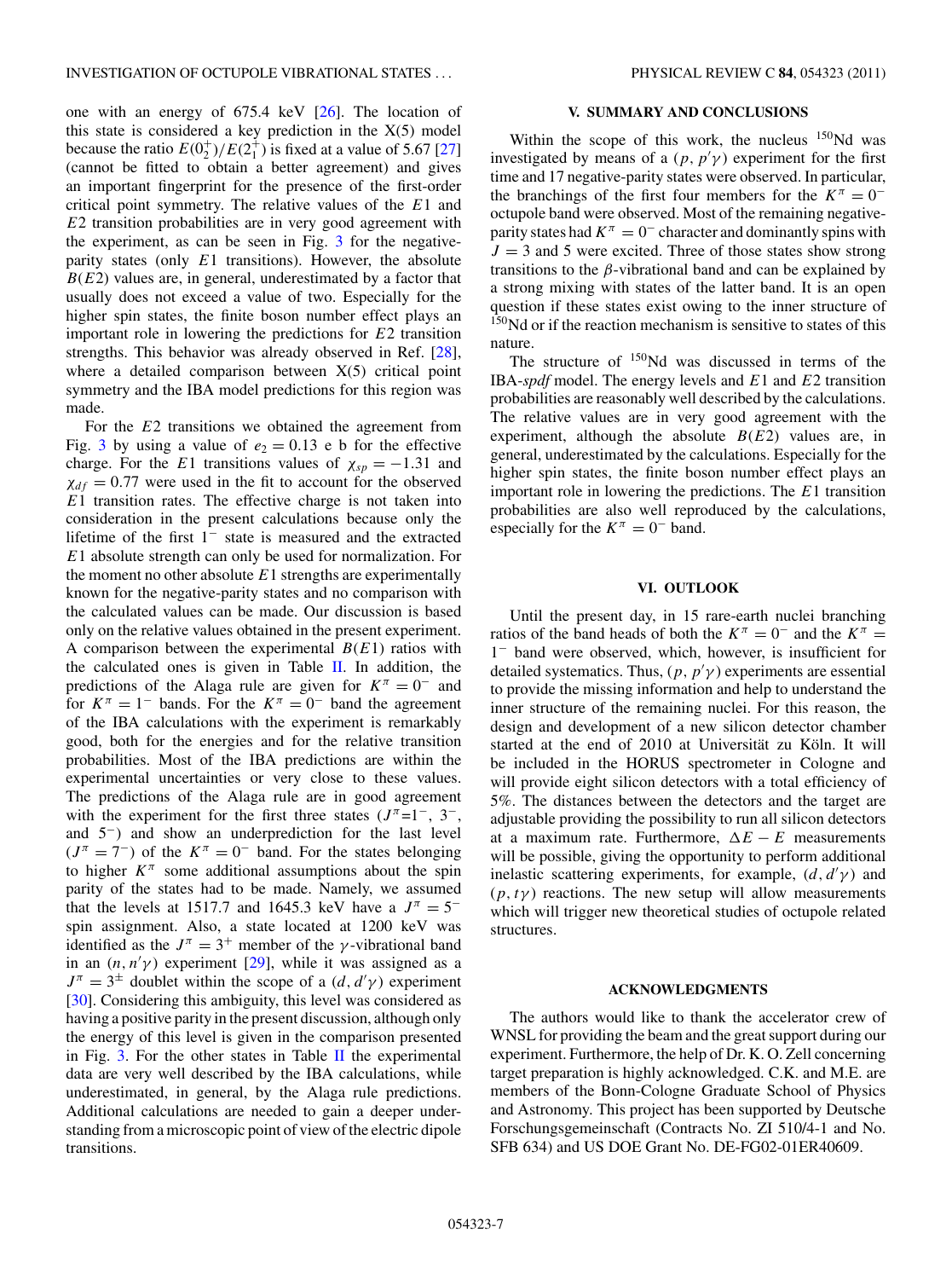one with an energy of 675.4 keV [26]. The location of this state is considered a key prediction in the X(5) model because the ratio $E(0_2^+)/E(2_1^+)$ is fixed at a value of 5.67 [27] (cannot be fitted to obtain a better agreement) and gives an important fingerprint for the presence of the first-order critical point symmetry. The relative values of the $E1$ and $E2$ transition probabilities are in very good agreement with the experiment, as can be seen in Fig. 3 for the negative-parity states (only $E1$ transitions). However, the absolute $B(E2)$ values are, in general, underestimated by a factor that usually does not exceed a value of two. Especially for the higher spin states, the finite boson number effect plays an important role in lowering the predictions for $E2$ transition strengths. This behavior was already observed in Ref. [28], where a detailed comparison between X(5) critical point symmetry and the IBA model predictions for this region was made.

For the $E2$ transitions we obtained the agreement from Fig. 3 by using a value of $e_2 = 0.13$ e b for the effective charge. For the $E1$ transitions values of $\chi_{sp} = -1.31$ and $\chi_{df} = 0.77$ were used in the fit to account for the observed $E1$ transition rates. The effective charge is not taken into consideration in the present calculations because only the lifetime of the first $1^-$ state is measured and the extracted $E1$ absolute strength can only be used for normalization. For the moment no other absolute $E1$ strengths are experimentally known for the negative-parity states and no comparison with the calculated values can be made. Our discussion is based only on the relative values obtained in the present experiment. A comparison between the experimental $B(E1)$ ratios with the calculated ones is given in Table II. In addition, the predictions of the Alaga rule are given for $K^\pi = 0^-$ and for $K^\pi = 1^-$ bands. For the $K^\pi = 0^-$ band the agreement of the IBA calculations with the experiment is remarkably good, both for the energies and for the relative transition probabilities. Most of the IBA predictions are within the experimental uncertainties or very close to these values. The predictions of the Alaga rule are in good agreement with the experiment for the first three states ($J^\pi$=$1^-$, $3^-$, and $5^-$) and show an underprediction for the last level ($J^\pi = 7^-$) of the $K^\pi = 0^-$ band. For the states belonging to higher $K^\pi$ some additional assumptions about the spin parity of the states had to be made. Namely, we assumed that the levels at 1517.7 and 1645.3 keV have a $J^\pi = 5^-$ spin assignment. Also, a state located at 1200 keV was identified as the $J^\pi = 3^+$ member of the $\gamma$-vibrational band in an $(n, n'\gamma)$ experiment [29], while it was assigned as a $J^\pi = 3^\pm$ doublet within the scope of a $(d, d'\gamma)$ experiment [30]. Considering this ambiguity, this level was considered as having a positive parity in the present discussion, although only the energy of this level is given in the comparison presented in Fig. 3. For the other states in Table II the experimental data are very well described by the IBA calculations, while underestimated, in general, by the Alaga rule predictions. Additional calculations are needed to gain a deeper understanding from a microscopic point of view of the electric dipole transitions.

## V. SUMMARY AND CONCLUSIONS

Within the scope of this work, the nucleus $^{150}$Nd was investigated by means of a $(p, p'\gamma)$ experiment for the first time and 17 negative-parity states were observed. In particular, the branchings of the first four members for the $K^\pi = 0^-$ octupole band were observed. Most of the remaining negative-parity states had $K^\pi = 0^-$ character and dominantly spins with $J = 3$ and 5 were excited. Three of those states show strong transitions to the $\beta$-vibrational band and can be explained by a strong mixing with states of the latter band. It is an open question if these states exist owing to the inner structure of $^{150}$Nd or if the reaction mechanism is sensitive to states of this nature.

The structure of $^{150}$Nd was discussed in terms of the IBA-*spdf* model. The energy levels and $E1$ and $E2$ transition probabilities are reasonably well described by the calculations. The relative values are in very good agreement with the experiment, although the absolute $B(E2)$ values are, in general, underestimated by the calculations. Especially for the higher spin states, the finite boson number effect plays an important role in lowering the predictions. The $E1$ transition probabilities are also well reproduced by the calculations, especially for the $K^\pi = 0^-$ band.

## VI. OUTLOOK

Until the present day, in 15 rare-earth nuclei branching ratios of the band heads of both the $K^\pi = 0^-$ and the $K^\pi = 1^-$ band were observed, which, however, is insufficient for detailed systematics. Thus, $(p, p'\gamma)$ experiments are essential to provide the missing information and help to understand the inner structure of the remaining nuclei. For this reason, the design and development of a new silicon detector chamber started at the end of 2010 at Universität zu Köln. It will be included in the HORUS spectrometer in Cologne and will provide eight silicon detectors with a total efficiency of 5%. The distances between the detectors and the target are adjustable providing the possibility to run all silicon detectors at a maximum rate. Furthermore, $\Delta E - E$ measurements will be possible, giving the opportunity to perform additional inelastic scattering experiments, for example, $(d, d'\gamma)$ and $(p, t\gamma)$ reactions. The new setup will allow measurements which will trigger new theoretical studies of octupole related structures.

## ACKNOWLEDGMENTS

The authors would like to thank the accelerator crew of WNSL for providing the beam and the great support during our experiment. Furthermore, the help of Dr. K. O. Zell concerning target preparation is highly acknowledged. C.K. and M.E. are members of the Bonn-Cologne Graduate School of Physics and Astronomy. This project has been supported by Deutsche Forschungsgemeinschaft (Contracts No. ZI 510/4-1 and No. SFB 634) and US DOE Grant No. DE-FG02-01ER40609.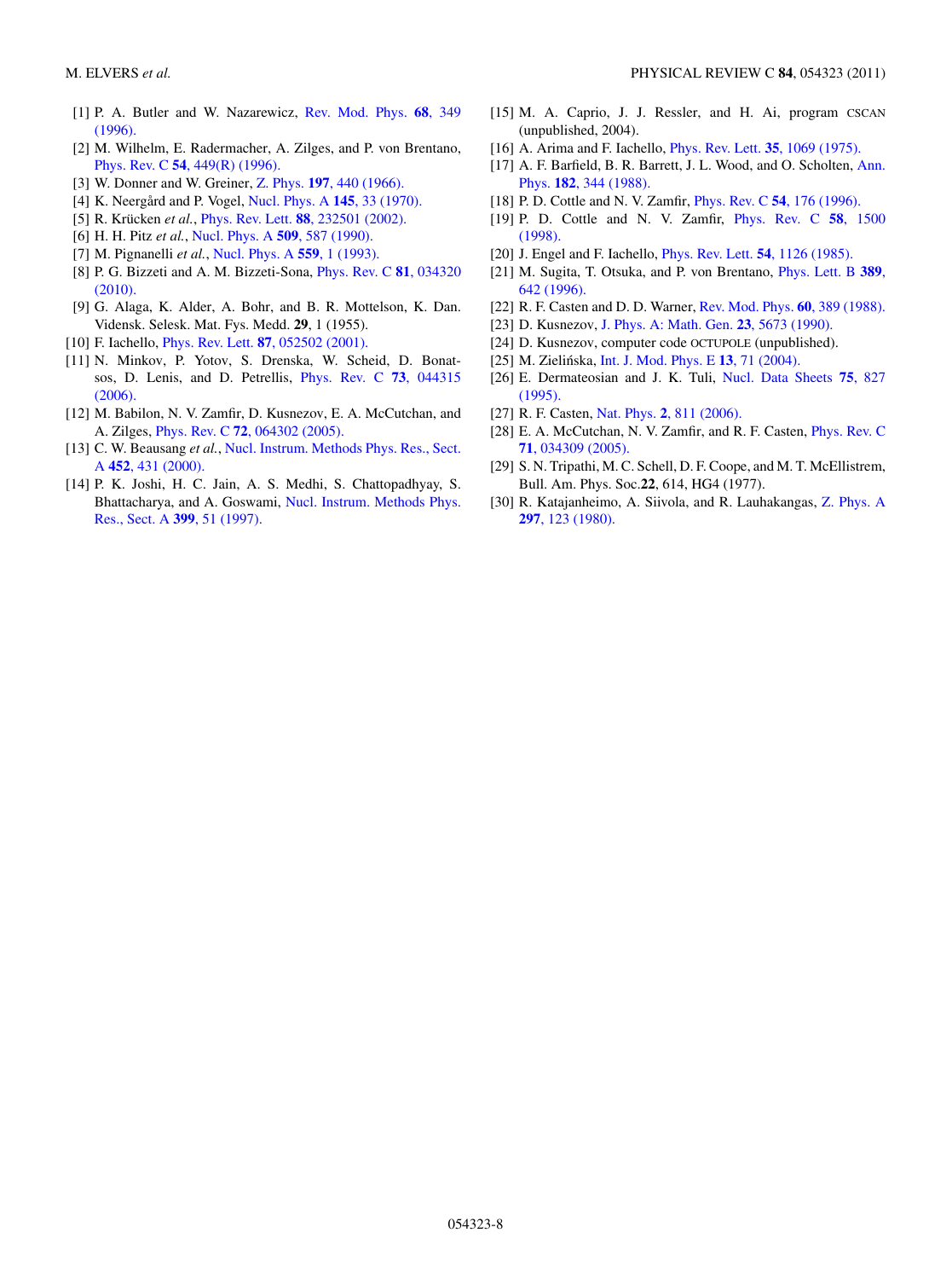[1] P. A. Butler and W. Nazarewicz, Rev. Mod. Phys. **68**, 349 (1996).

[2] M. Wilhelm, E. Radermacher, A. Zilges, and P. von Brentano, Phys. Rev. C **54**, 449(R) (1996).

[3] W. Donner and W. Greiner, Z. Phys. **197**, 440 (1966).

[4] K. Neergård and P. Vogel, Nucl. Phys. A **145**, 33 (1970).

[5] R. Krücken *et al.*, Phys. Rev. Lett. **88**, 232501 (2002).

[6] H. H. Pitz *et al.*, Nucl. Phys. A **509**, 587 (1990).

[7] M. Pignanelli *et al.*, Nucl. Phys. A **559**, 1 (1993).

[8] P. G. Bizzeti and A. M. Bizzeti-Sona, Phys. Rev. C **81**, 034320 (2010).

[9] G. Alaga, K. Alder, A. Bohr, and B. R. Mottelson, K. Dan. Vidensk. Selesk. Mat. Fys. Medd. **29**, 1 (1955).

[10] F. Iachello, Phys. Rev. Lett. **87**, 052502 (2001).

[11] N. Minkov, P. Yotov, S. Drenska, W. Scheid, D. Bonatsos, D. Lenis, and D. Petrellis, Phys. Rev. C **73**, 044315 (2006).

[12] M. Babilon, N. V. Zamfir, D. Kusnezov, E. A. McCutchan, and A. Zilges, Phys. Rev. C **72**, 064302 (2005).

[13] C. W. Beausang *et al.*, Nucl. Instrum. Methods Phys. Res., Sect. A **452**, 431 (2000).

[14] P. K. Joshi, H. C. Jain, A. S. Medhi, S. Chattopadhyay, S. Bhattacharya, and A. Goswami, Nucl. Instrum. Methods Phys. Res., Sect. A **399**, 51 (1997).

[15] M. A. Caprio, J. J. Ressler, and H. Ai, program CSCAN (unpublished, 2004).

[16] A. Arima and F. Iachello, Phys. Rev. Lett. **35**, 1069 (1975).

[17] A. F. Barfield, B. R. Barrett, J. L. Wood, and O. Scholten, Ann. Phys. **182**, 344 (1988).

[18] P. D. Cottle and N. V. Zamfir, Phys. Rev. C **54**, 176 (1996).

[19] P. D. Cottle and N. V. Zamfir, Phys. Rev. C **58**, 1500 (1998).

[20] J. Engel and F. Iachello, Phys. Rev. Lett. **54**, 1126 (1985).

[21] M. Sugita, T. Otsuka, and P. von Brentano, Phys. Lett. B **389**, 642 (1996).

[22] R. F. Casten and D. D. Warner, Rev. Mod. Phys. **60**, 389 (1988).

[23] D. Kusnezov, J. Phys. A: Math. Gen. **23**, 5673 (1990).

[24] D. Kusnezov, computer code OCTUPOLE (unpublished).

[25] M. Zielińska, Int. J. Mod. Phys. E **13**, 71 (2004).

[26] E. Dermateosian and J. K. Tuli, Nucl. Data Sheets **75**, 827 (1995).

[27] R. F. Casten, Nat. Phys. **2**, 811 (2006).

[28] E. A. McCutchan, N. V. Zamfir, and R. F. Casten, Phys. Rev. C **71**, 034309 (2005).

[29] S. N. Tripathi, M. C. Schell, D. F. Coope, and M. T. McEllistrem, Bull. Am. Phys. Soc.**22**, 614, HG4 (1977).

[30] R. Katajanheimo, A. Siivola, and R. Lauhakangas, Z. Phys. A **297**, 123 (1980).